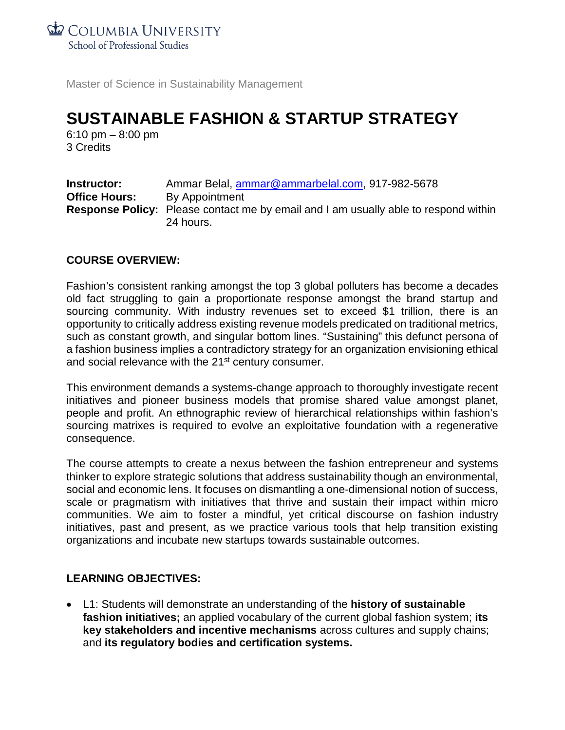Columbia University
School of Professional Studies

Master of Science in Sustainability Management

# SUSTAINABLE FASHION & STARTUP STRATEGY

6:10 pm – 8:00 pm
3 Credits

**Instructor:** Ammar Belal, ammar@ammarbelal.com, 917-982-5678
**Office Hours:** By Appointment
**Response Policy:** Please contact me by email and I am usually able to respond within 24 hours.

## COURSE OVERVIEW:

Fashion's consistent ranking amongst the top 3 global polluters has become a decades old fact struggling to gain a proportionate response amongst the brand startup and sourcing community. With industry revenues set to exceed $1 trillion, there is an opportunity to critically address existing revenue models predicated on traditional metrics, such as constant growth, and singular bottom lines. "Sustaining" this defunct persona of a fashion business implies a contradictory strategy for an organization envisioning ethical and social relevance with the 21st century consumer.

This environment demands a systems-change approach to thoroughly investigate recent initiatives and pioneer business models that promise shared value amongst planet, people and profit. An ethnographic review of hierarchical relationships within fashion's sourcing matrixes is required to evolve an exploitative foundation with a regenerative consequence.

The course attempts to create a nexus between the fashion entrepreneur and systems thinker to explore strategic solutions that address sustainability though an environmental, social and economic lens. It focuses on dismantling a one-dimensional notion of success, scale or pragmatism with initiatives that thrive and sustain their impact within micro communities. We aim to foster a mindful, yet critical discourse on fashion industry initiatives, past and present, as we practice various tools that help transition existing organizations and incubate new startups towards sustainable outcomes.

## LEARNING OBJECTIVES:

- L1: Students will demonstrate an understanding of the **history of sustainable fashion initiatives;** an applied vocabulary of the current global fashion system; **its key stakeholders and incentive mechanisms** across cultures and supply chains; and **its regulatory bodies and certification systems.**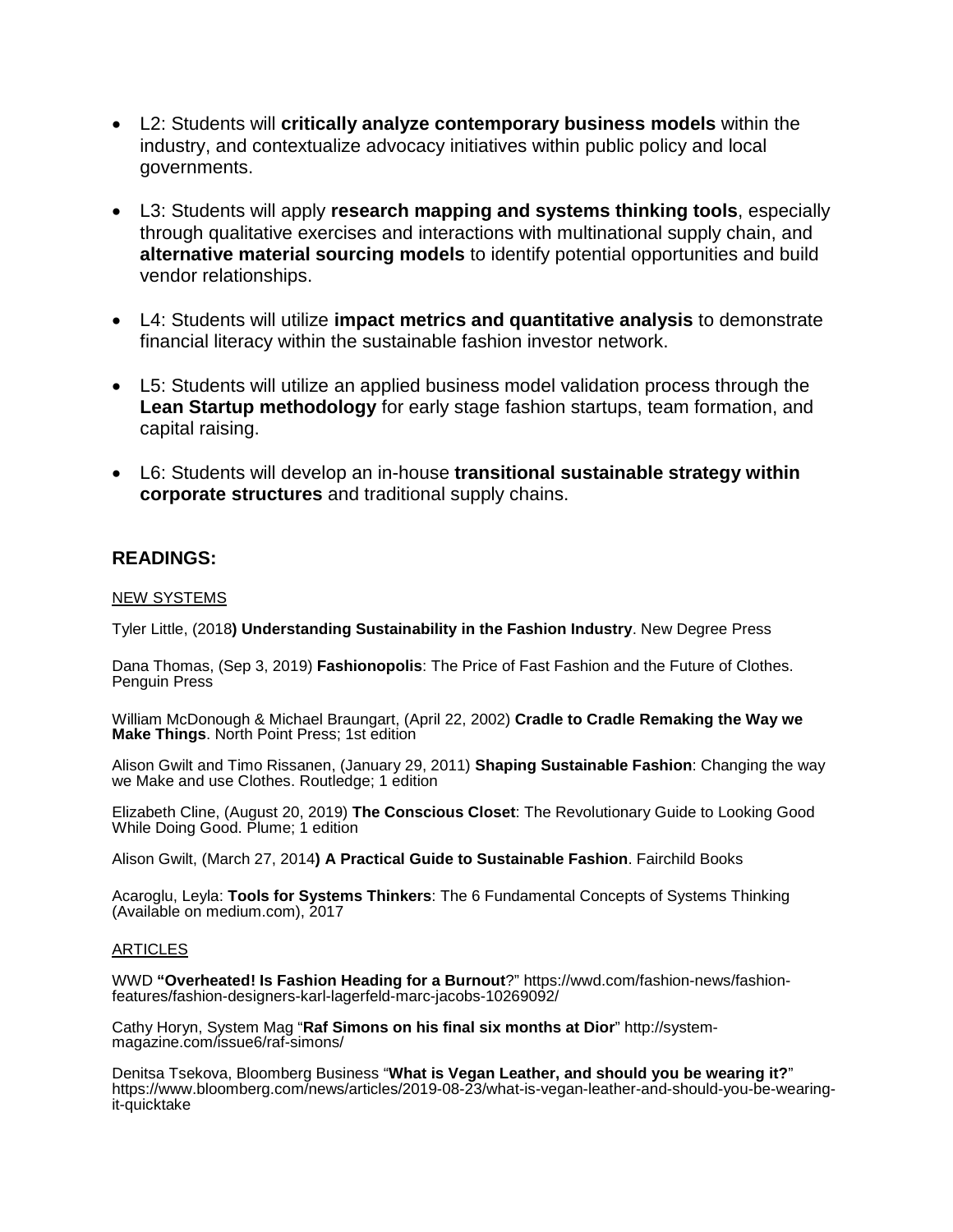- L2: Students will **critically analyze contemporary business models** within the industry, and contextualize advocacy initiatives within public policy and local governments.

- L3: Students will apply **research mapping and systems thinking tools**, especially through qualitative exercises and interactions with multinational supply chain, and **alternative material sourcing models** to identify potential opportunities and build vendor relationships.

- L4: Students will utilize **impact metrics and quantitative analysis** to demonstrate financial literacy within the sustainable fashion investor network.

- L5: Students will utilize an applied business model validation process through the **Lean Startup methodology** for early stage fashion startups, team formation, and capital raising.

- L6: Students will develop an in-house **transitional sustainable strategy within corporate structures** and traditional supply chains.

## READINGS:

NEW SYSTEMS

Tyler Little, (2018**) Understanding Sustainability in the Fashion Industry**. New Degree Press

Dana Thomas, (Sep 3, 2019) **Fashionopolis**: The Price of Fast Fashion and the Future of Clothes. Penguin Press

William McDonough & Michael Braungart, (April 22, 2002) **Cradle to Cradle Remaking the Way we Make Things**. North Point Press; 1st edition

Alison Gwilt and Timo Rissanen, (January 29, 2011) **Shaping Sustainable Fashion**: Changing the way we Make and use Clothes. Routledge; 1 edition

Elizabeth Cline, (August 20, 2019) **The Conscious Closet**: The Revolutionary Guide to Looking Good While Doing Good. Plume; 1 edition

Alison Gwilt, (March 27, 2014**) A Practical Guide to Sustainable Fashion**. Fairchild Books

Acaroglu, Leyla: **Tools for Systems Thinkers**: The 6 Fundamental Concepts of Systems Thinking (Available on medium.com), 2017

ARTICLES

WWD **"Overheated! Is Fashion Heading for a Burnout**?" https://wwd.com/fashion-news/fashion-features/fashion-designers-karl-lagerfeld-marc-jacobs-10269092/

Cathy Horyn, System Mag "**Raf Simons on his final six months at Dior**" http://system-magazine.com/issue6/raf-simons/

Denitsa Tsekova, Bloomberg Business "**What is Vegan Leather, and should you be wearing it?**" https://www.bloomberg.com/news/articles/2019-08-23/what-is-vegan-leather-and-should-you-be-wearing-it-quicktake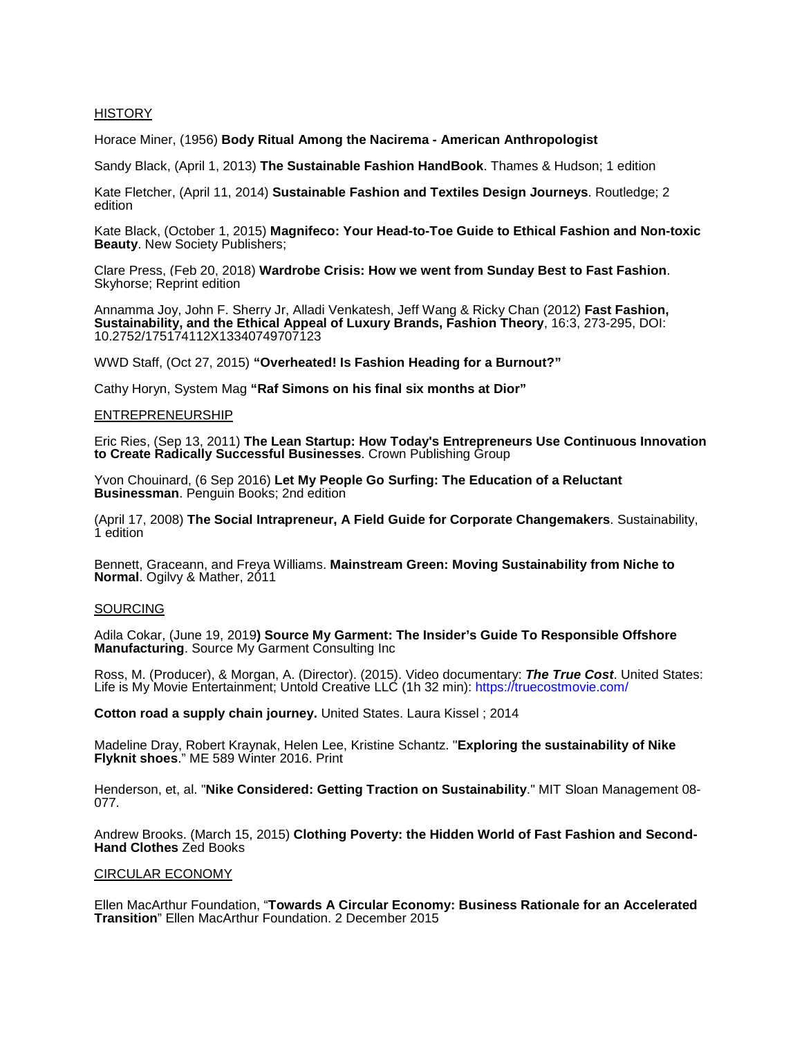HISTORY

Horace Miner, (1956) **Body Ritual Among the Nacirema - American Anthropologist**

Sandy Black, (April 1, 2013) **The Sustainable Fashion HandBook**. Thames & Hudson; 1 edition

Kate Fletcher, (April 11, 2014) **Sustainable Fashion and Textiles Design Journeys**. Routledge; 2 edition

Kate Black, (October 1, 2015) **Magnifeco: Your Head-to-Toe Guide to Ethical Fashion and Non-toxic Beauty**. New Society Publishers;

Clare Press, (Feb 20, 2018) **Wardrobe Crisis: How we went from Sunday Best to Fast Fashion**. Skyhorse; Reprint edition

Annamma Joy, John F. Sherry Jr, Alladi Venkatesh, Jeff Wang & Ricky Chan (2012) **Fast Fashion, Sustainability, and the Ethical Appeal of Luxury Brands, Fashion Theory**, 16:3, 273-295, DOI: 10.2752/175174112X13340749707123

WWD Staff, (Oct 27, 2015) **"Overheated! Is Fashion Heading for a Burnout?"**

Cathy Horyn, System Mag **"Raf Simons on his final six months at Dior"**

ENTREPRENEURSHIP

Eric Ries, (Sep 13, 2011) **The Lean Startup: How Today's Entrepreneurs Use Continuous Innovation to Create Radically Successful Businesses**. Crown Publishing Group

Yvon Chouinard, (6 Sep 2016) **Let My People Go Surfing: The Education of a Reluctant Businessman**. Penguin Books; 2nd edition

(April 17, 2008) **The Social Intrapreneur, A Field Guide for Corporate Changemakers**. Sustainability, 1 edition

Bennett, Graceann, and Freya Williams. **Mainstream Green: Moving Sustainability from Niche to Normal**. Ogilvy & Mather, 2011

SOURCING

Adila Cokar, (June 19, 2019**) Source My Garment: The Insider's Guide To Responsible Offshore Manufacturing**. Source My Garment Consulting Inc

Ross, M. (Producer), & Morgan, A. (Director). (2015). Video documentary: ***The True Cost***. United States: Life is My Movie Entertainment; Untold Creative LLC (1h 32 min): https://truecostmovie.com/

**Cotton road a supply chain journey.** United States. Laura Kissel ; 2014

Madeline Dray, Robert Kraynak, Helen Lee, Kristine Schantz. "**Exploring the sustainability of Nike Flyknit shoes**." ME 589 Winter 2016. Print

Henderson, et, al. "**Nike Considered: Getting Traction on Sustainability**." MIT Sloan Management 08-077.

Andrew Brooks. (March 15, 2015) **Clothing Poverty: the Hidden World of Fast Fashion and Second-Hand Clothes** Zed Books

CIRCULAR ECONOMY

Ellen MacArthur Foundation, "**Towards A Circular Economy: Business Rationale for an Accelerated Transition**" Ellen MacArthur Foundation. 2 December 2015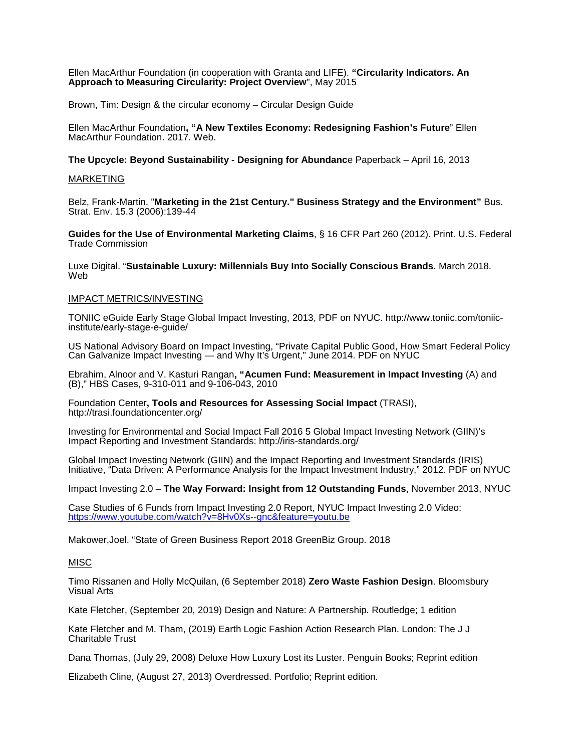Ellen MacArthur Foundation (in cooperation with Granta and LIFE). **"Circularity Indicators. An Approach to Measuring Circularity: Project Overview**", May 2015

Brown, Tim: Design & the circular economy – Circular Design Guide

Ellen MacArthur Foundation**, "A New Textiles Economy: Redesigning Fashion's Future**" Ellen MacArthur Foundation. 2017. Web.

**The Upcycle: Beyond Sustainability - Designing for Abundanc**e Paperback – April 16, 2013

<u>MARKETING</u>

Belz, Frank-Martin. "**Marketing in the 21st Century." Business Strategy and the Environment"** Bus. Strat. Env. 15.3 (2006):139-44

**Guides for the Use of Environmental Marketing Claims**, § 16 CFR Part 260 (2012). Print. U.S. Federal Trade Commission

Luxe Digital. "**Sustainable Luxury: Millennials Buy Into Socially Conscious Brands**. March 2018. Web

<u>IMPACT METRICS/INVESTING</u>

TONIIC eGuide Early Stage Global Impact Investing, 2013, PDF on NYUC. http://www.toniic.com/toniic-institute/early-stage-e-guide/

US National Advisory Board on Impact Investing, "Private Capital Public Good, How Smart Federal Policy Can Galvanize Impact Investing — and Why It's Urgent," June 2014. PDF on NYUC

Ebrahim, Alnoor and V. Kasturi Rangan**, "Acumen Fund: Measurement in Impact Investing** (A) and (B)," HBS Cases, 9-310-011 and 9-106-043, 2010

Foundation Center**, Tools and Resources for Assessing Social Impact** (TRASI), http://trasi.foundationcenter.org/

Investing for Environmental and Social Impact Fall 2016 5 Global Impact Investing Network (GIIN)'s Impact Reporting and Investment Standards: http://iris-standards.org/

Global Impact Investing Network (GIIN) and the Impact Reporting and Investment Standards (IRIS) Initiative, "Data Driven: A Performance Analysis for the Impact Investment Industry," 2012. PDF on NYUC

Impact Investing 2.0 – **The Way Forward: Insight from 12 Outstanding Funds**, November 2013, NYUC

Case Studies of 6 Funds from Impact Investing 2.0 Report, NYUC Impact Investing 2.0 Video: https://www.youtube.com/watch?v=8Hv0Xs--gnc&feature=youtu.be

Makower,Joel. "State of Green Business Report 2018 GreenBiz Group. 2018

<u>MISC</u>

Timo Rissanen and Holly McQuilan, (6 September 2018) **Zero Waste Fashion Design**. Bloomsbury Visual Arts

Kate Fletcher, (September 20, 2019) Design and Nature: A Partnership. Routledge; 1 edition

Kate Fletcher and M. Tham, (2019) Earth Logic Fashion Action Research Plan. London: The J J Charitable Trust

Dana Thomas, (July 29, 2008) Deluxe How Luxury Lost its Luster. Penguin Books; Reprint edition

Elizabeth Cline, (August 27, 2013) Overdressed. Portfolio; Reprint edition.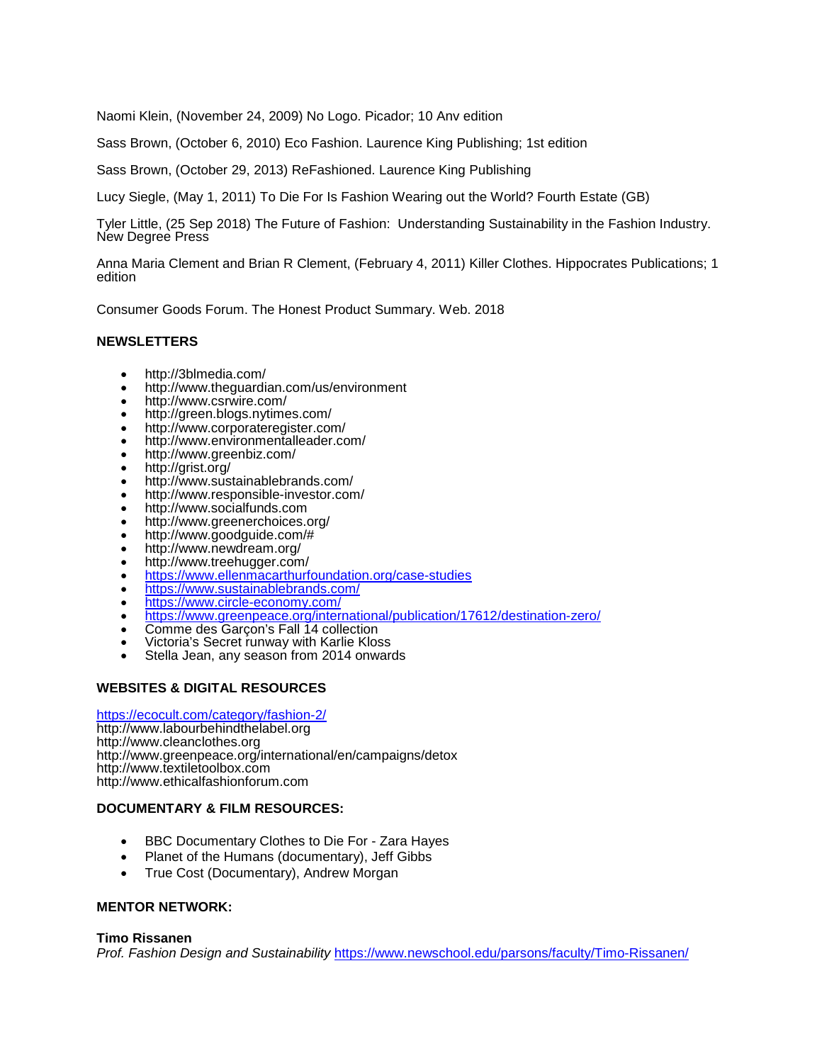Naomi Klein, (November 24, 2009) No Logo. Picador; 10 Anv edition

Sass Brown, (October 6, 2010) Eco Fashion. Laurence King Publishing; 1st edition

Sass Brown, (October 29, 2013) ReFashioned. Laurence King Publishing

Lucy Siegle, (May 1, 2011) To Die For Is Fashion Wearing out the World? Fourth Estate (GB)

Tyler Little, (25 Sep 2018) The Future of Fashion: Understanding Sustainability in the Fashion Industry. New Degree Press

Anna Maria Clement and Brian R Clement, (February 4, 2011) Killer Clothes. Hippocrates Publications; 1 edition

Consumer Goods Forum. The Honest Product Summary. Web. 2018

**NEWSLETTERS**

- http://3blmedia.com/
- http://www.theguardian.com/us/environment
- http://www.csrwire.com/
- http://green.blogs.nytimes.com/
- http://www.corporateregister.com/
- http://www.environmentalleader.com/
- http://www.greenbiz.com/
- http://grist.org/
- http://www.sustainablebrands.com/
- http://www.responsible-investor.com/
- http://www.socialfunds.com
- http://www.greenerchoices.org/
- http://www.goodguide.com/#
- http://www.newdream.org/
- http://www.treehugger.com/
- https://www.ellenmacarthurfoundation.org/case-studies
- https://www.sustainablebrands.com/
- https://www.circle-economy.com/
- https://www.greenpeace.org/international/publication/17612/destination-zero/
- Comme des Garçon's Fall 14 collection
- Victoria's Secret runway with Karlie Kloss
- Stella Jean, any season from 2014 onwards

**WEBSITES & DIGITAL RESOURCES**

https://ecocult.com/category/fashion-2/
http://www.labourbehindthelabel.org
http://www.cleanclothes.org
http://www.greenpeace.org/international/en/campaigns/detox
http://www.textiletoolbox.com
http://www.ethicalfashionforum.com

**DOCUMENTARY & FILM RESOURCES:**

- BBC Documentary Clothes to Die For - Zara Hayes
- Planet of the Humans (documentary), Jeff Gibbs
- True Cost (Documentary), Andrew Morgan

**MENTOR NETWORK:**

**Timo Rissanen**
*Prof. Fashion Design and Sustainability* https://www.newschool.edu/parsons/faculty/Timo-Rissanen/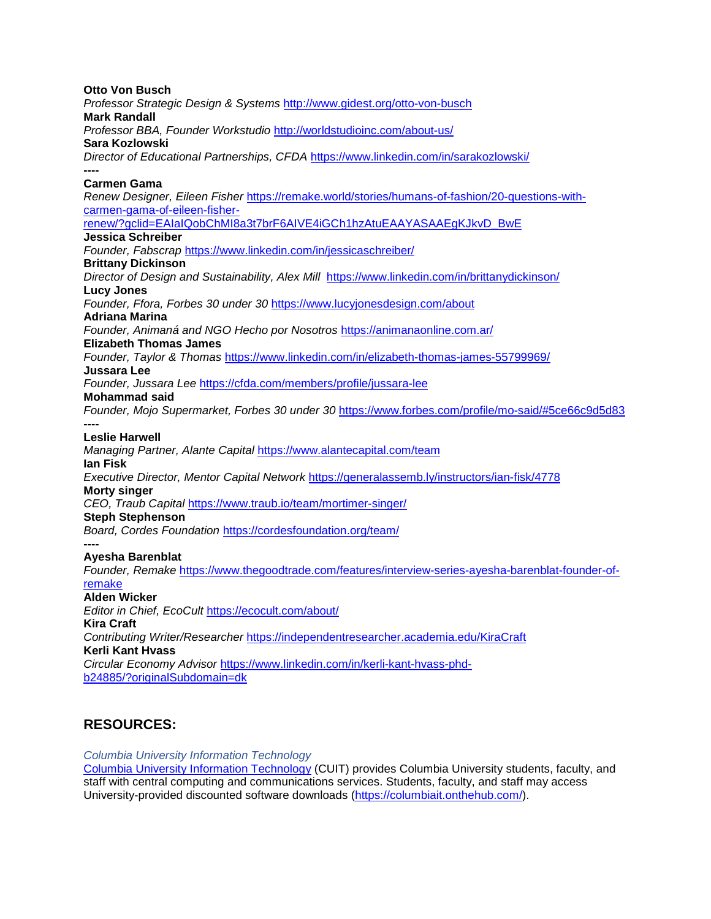**Otto Von Busch**
*Professor Strategic Design & Systems* http://www.gidest.org/otto-von-busch
**Mark Randall**
*Professor BBA, Founder Workstudio* http://worldstudioinc.com/about-us/
**Sara Kozlowski**
*Director of Educational Partnerships, CFDA* https://www.linkedin.com/in/sarakozlowski/
----
**Carmen Gama**
*Renew Designer, Eileen Fisher* https://remake.world/stories/humans-of-fashion/20-questions-with-carmen-gama-of-eileen-fisher-renew/?gclid=EAIaIQobChMI8a3t7brF6AIVE4iGCh1hzAtuEAAYASAAEgKJkvD_BwE
**Jessica Schreiber**
*Founder, Fabscrap* https://www.linkedin.com/in/jessicaschreiber/
**Brittany Dickinson**
*Director of Design and Sustainability, Alex Mill* https://www.linkedin.com/in/brittanydickinson/
**Lucy Jones**
*Founder, Ffora, Forbes 30 under 30* https://www.lucyjonesdesign.com/about
**Adriana Marina**
*Founder, Animaná and NGO Hecho por Nosotros* https://animanaonline.com.ar/
**Elizabeth Thomas James**
*Founder, Taylor & Thomas* https://www.linkedin.com/in/elizabeth-thomas-james-55799969/
**Jussara Lee**
*Founder, Jussara Lee* https://cfda.com/members/profile/jussara-lee
**Mohammad said**
*Founder, Mojo Supermarket, Forbes 30 under 30* https://www.forbes.com/profile/mo-said/#5ce66c9d5d83
----
**Leslie Harwell**
*Managing Partner, Alante Capital* https://www.alantecapital.com/team
**Ian Fisk**
*Executive Director, Mentor Capital Network* https://generalassemb.ly/instructors/ian-fisk/4778
**Morty singer**
*CEO, Traub Capital* https://www.traub.io/team/mortimer-singer/
**Steph Stephenson**
*Board, Cordes Foundation* https://cordesfoundation.org/team/
----
**Ayesha Barenblat**
*Founder, Remake* https://www.thegoodtrade.com/features/interview-series-ayesha-barenblat-founder-of-remake
**Alden Wicker**
*Editor in Chief, EcoCult* https://ecocult.com/about/
**Kira Craft**
*Contributing Writer/Researcher* https://independentresearcher.academia.edu/KiraCraft
**Kerli Kant Hvass**
*Circular Economy Advisor* https://www.linkedin.com/in/kerli-kant-hvass-phd-b24885/?originalSubdomain=dk

## RESOURCES:

*Columbia University Information Technology*
Columbia University Information Technology (CUIT) provides Columbia University students, faculty, and staff with central computing and communications services. Students, faculty, and staff may access University-provided discounted software downloads (https://columbiait.onthehub.com/).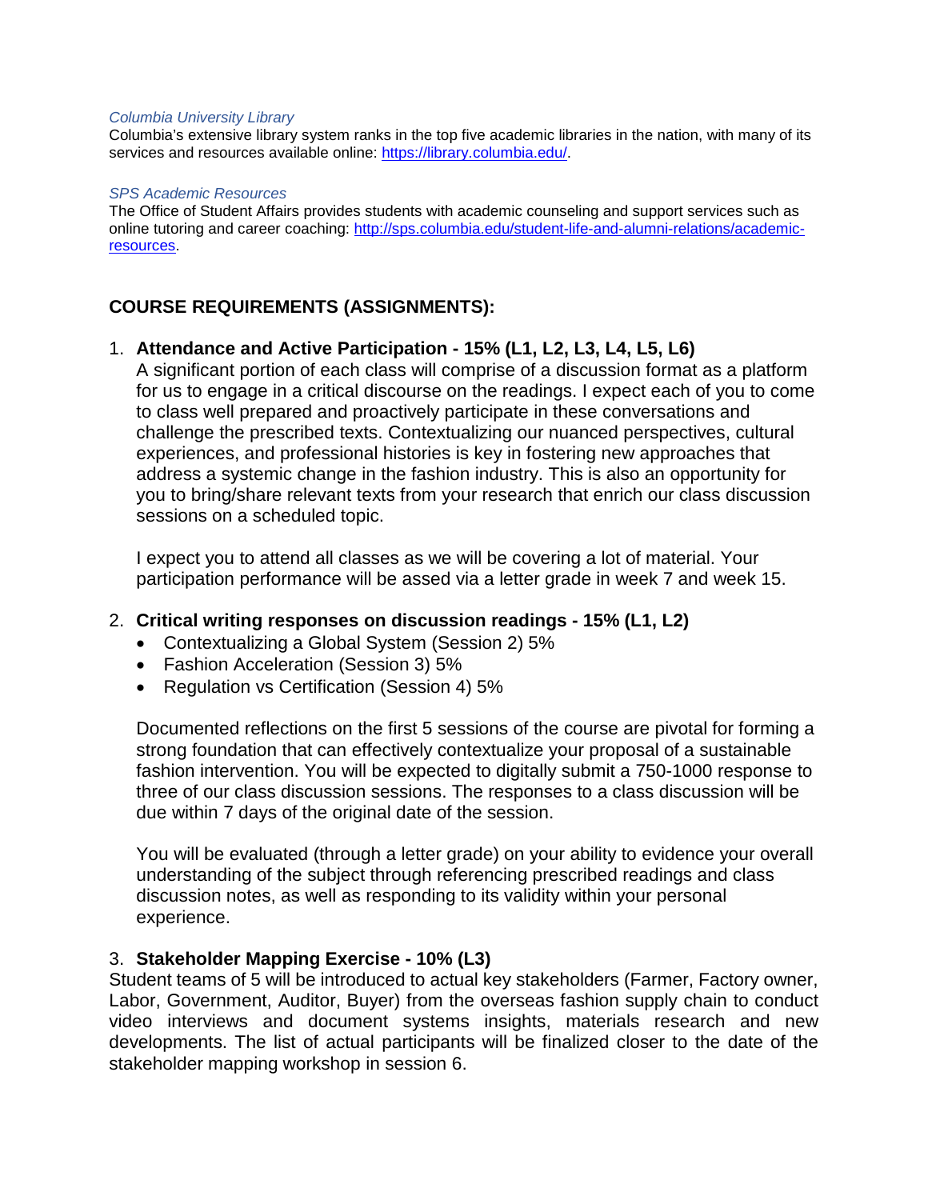*Columbia University Library*
Columbia's extensive library system ranks in the top five academic libraries in the nation, with many of its services and resources available online: https://library.columbia.edu/.

*SPS Academic Resources*
The Office of Student Affairs provides students with academic counseling and support services such as online tutoring and career coaching: http://sps.columbia.edu/student-life-and-alumni-relations/academic-resources.

## COURSE REQUIREMENTS (ASSIGNMENTS):

1. **Attendance and Active Participation - 15% (L1, L2, L3, L4, L5, L6)**
   A significant portion of each class will comprise of a discussion format as a platform for us to engage in a critical discourse on the readings. I expect each of you to come to class well prepared and proactively participate in these conversations and challenge the prescribed texts. Contextualizing our nuanced perspectives, cultural experiences, and professional histories is key in fostering new approaches that address a systemic change in the fashion industry. This is also an opportunity for you to bring/share relevant texts from your research that enrich our class discussion sessions on a scheduled topic.

   I expect you to attend all classes as we will be covering a lot of material. Your participation performance will be assed via a letter grade in week 7 and week 15.

2. **Critical writing responses on discussion readings - 15% (L1, L2)**
   - Contextualizing a Global System (Session 2) 5%
   - Fashion Acceleration (Session 3) 5%
   - Regulation vs Certification (Session 4) 5%

   Documented reflections on the first 5 sessions of the course are pivotal for forming a strong foundation that can effectively contextualize your proposal of a sustainable fashion intervention. You will be expected to digitally submit a 750-1000 response to three of our class discussion sessions. The responses to a class discussion will be due within 7 days of the original date of the session.

   You will be evaluated (through a letter grade) on your ability to evidence your overall understanding of the subject through referencing prescribed readings and class discussion notes, as well as responding to its validity within your personal experience.

3. **Stakeholder Mapping Exercise - 10% (L3)**
Student teams of 5 will be introduced to actual key stakeholders (Farmer, Factory owner, Labor, Government, Auditor, Buyer) from the overseas fashion supply chain to conduct video interviews and document systems insights, materials research and new developments. The list of actual participants will be finalized closer to the date of the stakeholder mapping workshop in session 6.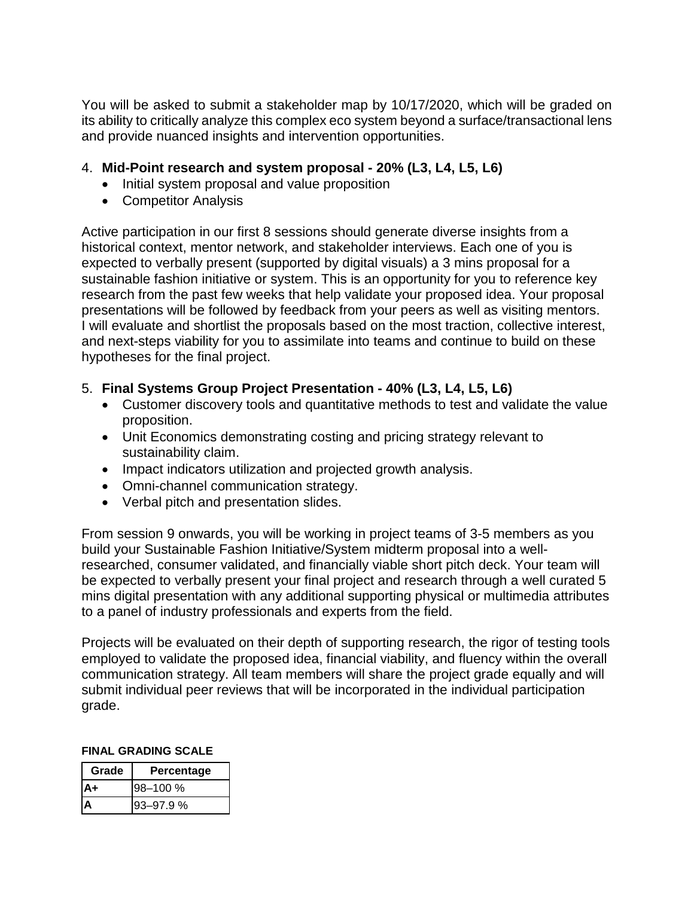You will be asked to submit a stakeholder map by 10/17/2020, which will be graded on its ability to critically analyze this complex eco system beyond a surface/transactional lens and provide nuanced insights and intervention opportunities.

4. **Mid-Point research and system proposal - 20% (L3, L4, L5, L6)**
   - Initial system proposal and value proposition
   - Competitor Analysis

Active participation in our first 8 sessions should generate diverse insights from a historical context, mentor network, and stakeholder interviews. Each one of you is expected to verbally present (supported by digital visuals) a 3 mins proposal for a sustainable fashion initiative or system. This is an opportunity for you to reference key research from the past few weeks that help validate your proposed idea. Your proposal presentations will be followed by feedback from your peers as well as visiting mentors. I will evaluate and shortlist the proposals based on the most traction, collective interest, and next-steps viability for you to assimilate into teams and continue to build on these hypotheses for the final project.

5. **Final Systems Group Project Presentation - 40% (L3, L4, L5, L6)**
   - Customer discovery tools and quantitative methods to test and validate the value proposition.
   - Unit Economics demonstrating costing and pricing strategy relevant to sustainability claim.
   - Impact indicators utilization and projected growth analysis.
   - Omni-channel communication strategy.
   - Verbal pitch and presentation slides.

From session 9 onwards, you will be working in project teams of 3-5 members as you build your Sustainable Fashion Initiative/System midterm proposal into a well-researched, consumer validated, and financially viable short pitch deck. Your team will be expected to verbally present your final project and research through a well curated 5 mins digital presentation with any additional supporting physical or multimedia attributes to a panel of industry professionals and experts from the field.

Projects will be evaluated on their depth of supporting research, the rigor of testing tools employed to validate the proposed idea, financial viability, and fluency within the overall communication strategy. All team members will share the project grade equally and will submit individual peer reviews that will be incorporated in the individual participation grade.

**FINAL GRADING SCALE**

| Grade | Percentage |
|---|---|
| A+ | 98–100 % |
| A | 93–97.9 % |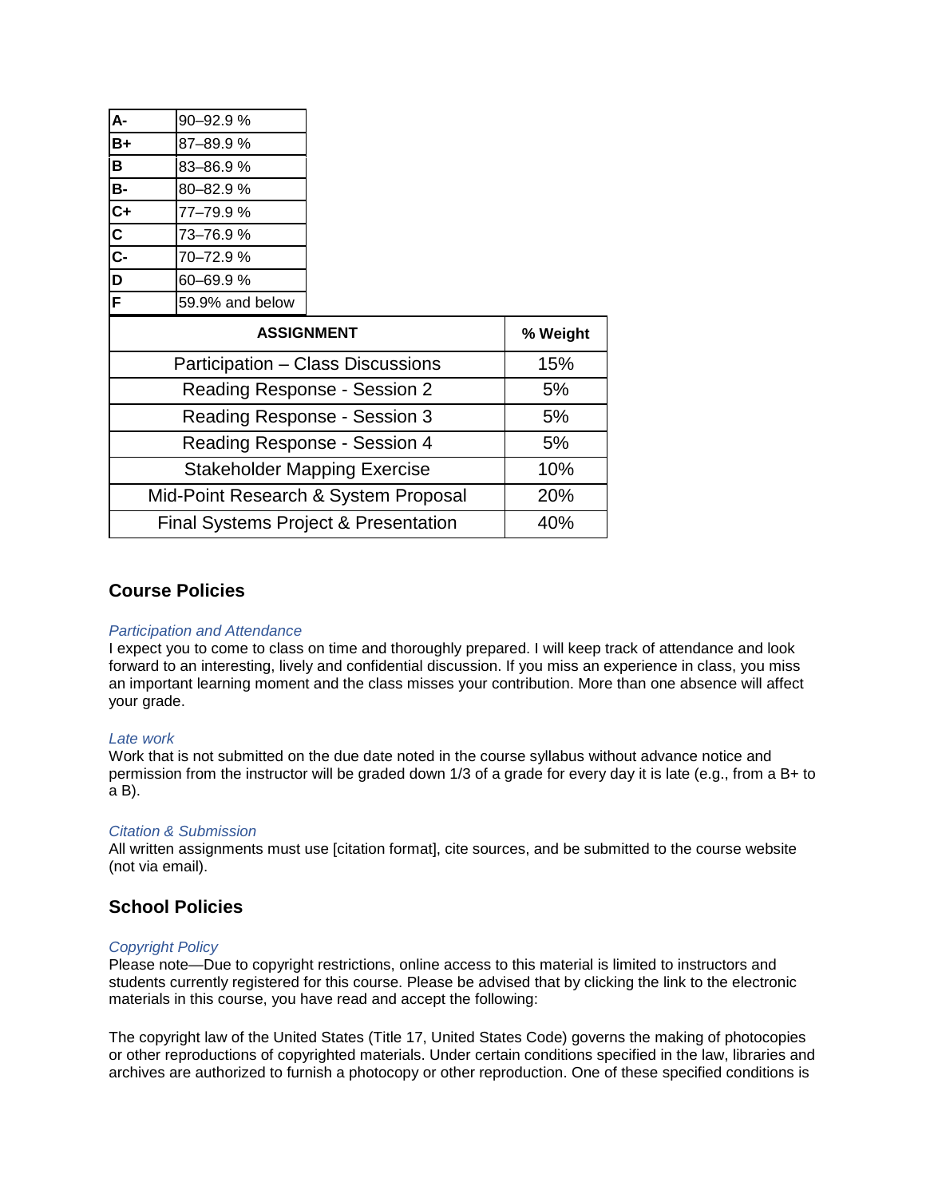| | |
|---|---|
| **A-** | 90–92.9 % |
| **B+** | 87–89.9 % |
| **B** | 83–86.9 % |
| **B-** | 80–82.9 % |
| **C+** | 77–79.9 % |
| **C** | 73–76.9 % |
| **C-** | 70–72.9 % |
| **D** | 60–69.9 % |
| **F** | 59.9% and below |

| ASSIGNMENT | % Weight |
|---|---|
| Participation – Class Discussions | 15% |
| Reading Response - Session 2 | 5% |
| Reading Response - Session 3 | 5% |
| Reading Response - Session 4 | 5% |
| Stakeholder Mapping Exercise | 10% |
| Mid-Point Research & System Proposal | 20% |
| Final Systems Project & Presentation | 40% |

## Course Policies

*Participation and Attendance*
I expect you to come to class on time and thoroughly prepared. I will keep track of attendance and look forward to an interesting, lively and confidential discussion. If you miss an experience in class, you miss an important learning moment and the class misses your contribution. More than one absence will affect your grade.

*Late work*
Work that is not submitted on the due date noted in the course syllabus without advance notice and permission from the instructor will be graded down 1/3 of a grade for every day it is late (e.g., from a B+ to a B).

*Citation & Submission*
All written assignments must use [citation format], cite sources, and be submitted to the course website (not via email).

## School Policies

*Copyright Policy*
Please note—Due to copyright restrictions, online access to this material is limited to instructors and students currently registered for this course. Please be advised that by clicking the link to the electronic materials in this course, you have read and accept the following:

The copyright law of the United States (Title 17, United States Code) governs the making of photocopies or other reproductions of copyrighted materials. Under certain conditions specified in the law, libraries and archives are authorized to furnish a photocopy or other reproduction. One of these specified conditions is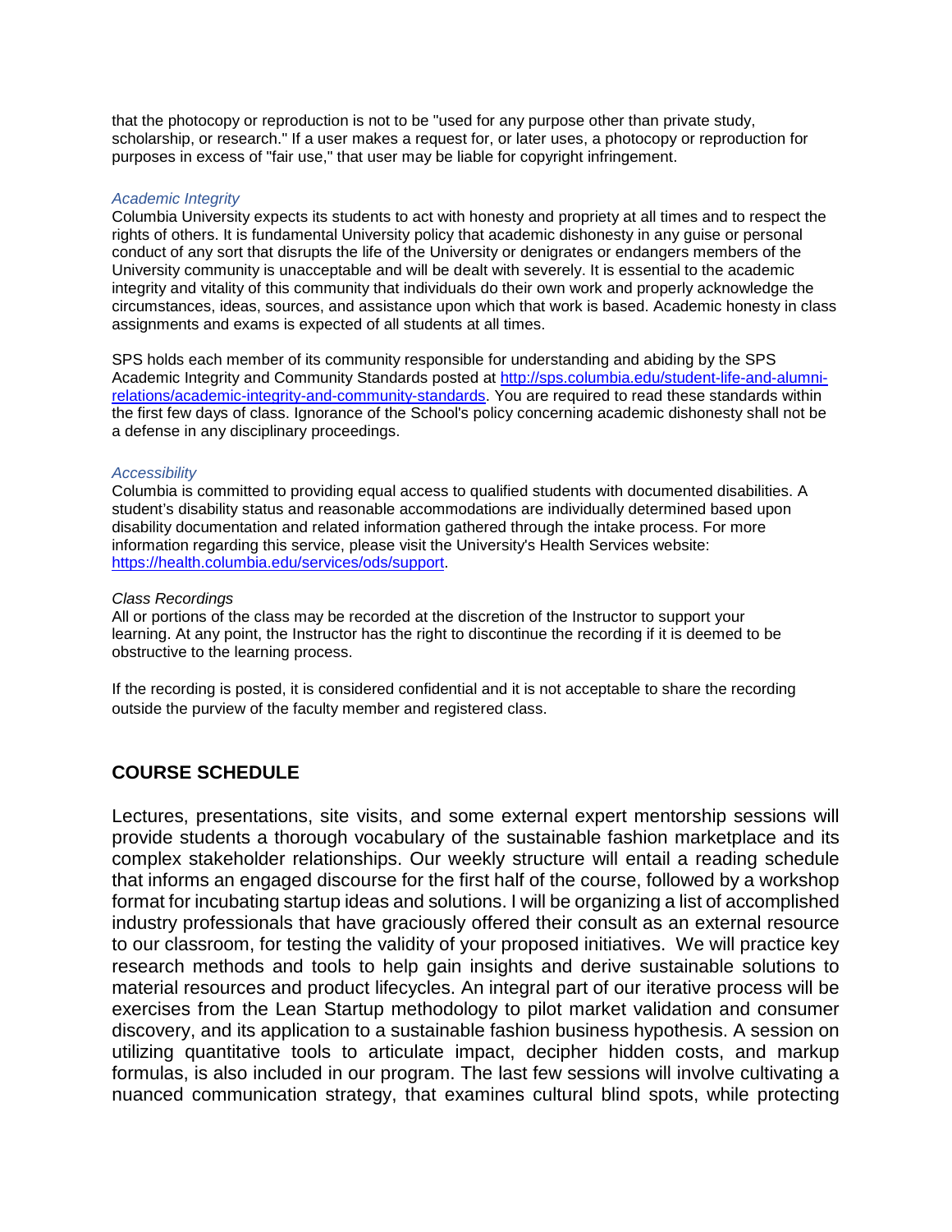that the photocopy or reproduction is not to be "used for any purpose other than private study, scholarship, or research." If a user makes a request for, or later uses, a photocopy or reproduction for purposes in excess of "fair use," that user may be liable for copyright infringement.

*Academic Integrity*
Columbia University expects its students to act with honesty and propriety at all times and to respect the rights of others. It is fundamental University policy that academic dishonesty in any guise or personal conduct of any sort that disrupts the life of the University or denigrates or endangers members of the University community is unacceptable and will be dealt with severely. It is essential to the academic integrity and vitality of this community that individuals do their own work and properly acknowledge the circumstances, ideas, sources, and assistance upon which that work is based. Academic honesty in class assignments and exams is expected of all students at all times.

SPS holds each member of its community responsible for understanding and abiding by the SPS Academic Integrity and Community Standards posted at [http://sps.columbia.edu/student-life-and-alumni-relations/academic-integrity-and-community-standards](http://sps.columbia.edu/student-life-and-alumni-relations/academic-integrity-and-community-standards). You are required to read these standards within the first few days of class. Ignorance of the School's policy concerning academic dishonesty shall not be a defense in any disciplinary proceedings.

*Accessibility*
Columbia is committed to providing equal access to qualified students with documented disabilities. A student's disability status and reasonable accommodations are individually determined based upon disability documentation and related information gathered through the intake process. For more information regarding this service, please visit the University's Health Services website: [https://health.columbia.edu/services/ods/support](https://health.columbia.edu/services/ods/support).

*Class Recordings*
All or portions of the class may be recorded at the discretion of the Instructor to support your learning. At any point, the Instructor has the right to discontinue the recording if it is deemed to be obstructive to the learning process.

If the recording is posted, it is considered confidential and it is not acceptable to share the recording outside the purview of the faculty member and registered class.

## COURSE SCHEDULE

Lectures, presentations, site visits, and some external expert mentorship sessions will provide students a thorough vocabulary of the sustainable fashion marketplace and its complex stakeholder relationships. Our weekly structure will entail a reading schedule that informs an engaged discourse for the first half of the course, followed by a workshop format for incubating startup ideas and solutions. I will be organizing a list of accomplished industry professionals that have graciously offered their consult as an external resource to our classroom, for testing the validity of your proposed initiatives. We will practice key research methods and tools to help gain insights and derive sustainable solutions to material resources and product lifecycles. An integral part of our iterative process will be exercises from the Lean Startup methodology to pilot market validation and consumer discovery, and its application to a sustainable fashion business hypothesis. A session on utilizing quantitative tools to articulate impact, decipher hidden costs, and markup formulas, is also included in our program. The last few sessions will involve cultivating a nuanced communication strategy, that examines cultural blind spots, while protecting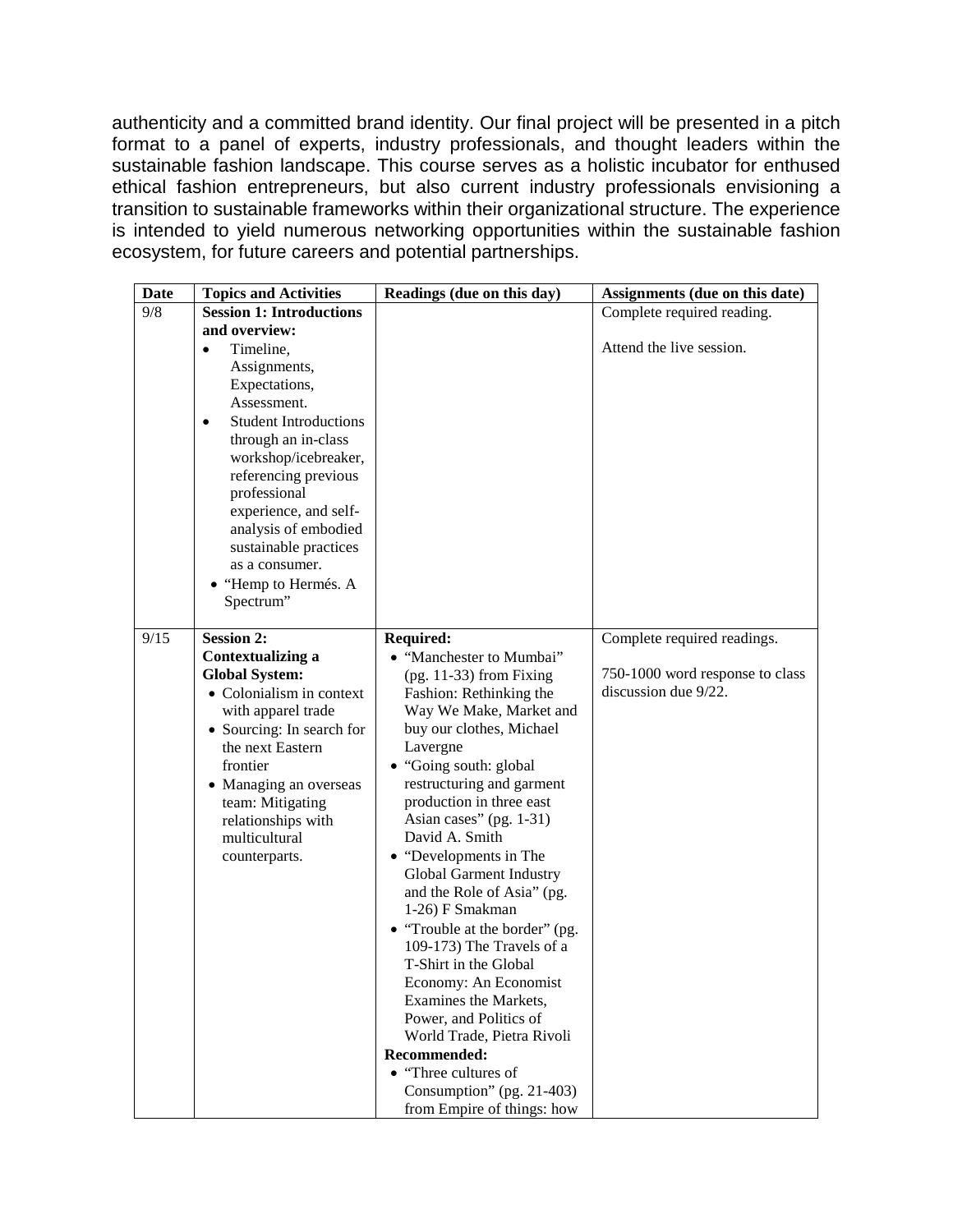authenticity and a committed brand identity. Our final project will be presented in a pitch format to a panel of experts, industry professionals, and thought leaders within the sustainable fashion landscape. This course serves as a holistic incubator for enthused ethical fashion entrepreneurs, but also current industry professionals envisioning a transition to sustainable frameworks within their organizational structure. The experience is intended to yield numerous networking opportunities within the sustainable fashion ecosystem, for future careers and potential partnerships.

| Date | Topics and Activities | Readings (due on this day) | Assignments (due on this date) |
| --- | --- | --- | --- |
| 9/8 | **Session 1: Introductions and overview:**<br>• Timeline, Assignments, Expectations, Assessment.<br>• Student Introductions through an in-class workshop/icebreaker, referencing previous professional experience, and self-analysis of embodied sustainable practices as a consumer.<br>• "Hemp to Hermés. A Spectrum" | | Complete required reading.<br><br>Attend the live session. |
| 9/15 | **Session 2: Contextualizing a Global System:**<br>• Colonialism in context with apparel trade<br>• Sourcing: In search for the next Eastern frontier<br>• Managing an overseas team: Mitigating relationships with multicultural counterparts. | **Required:**<br>• "Manchester to Mumbai" (pg. 11-33) from Fixing Fashion: Rethinking the Way We Make, Market and buy our clothes, Michael Lavergne<br>• "Going south: global restructuring and garment production in three east Asian cases" (pg. 1-31) David A. Smith<br>• "Developments in The Global Garment Industry and the Role of Asia" (pg. 1-26) F Smakman<br>• "Trouble at the border" (pg. 109-173) The Travels of a T-Shirt in the Global Economy: An Economist Examines the Markets, Power, and Politics of World Trade, Pietra Rivoli<br>**Recommended:**<br>• "Three cultures of Consumption" (pg. 21-403) from Empire of things: how | Complete required readings.<br><br>750-1000 word response to class discussion due 9/22. |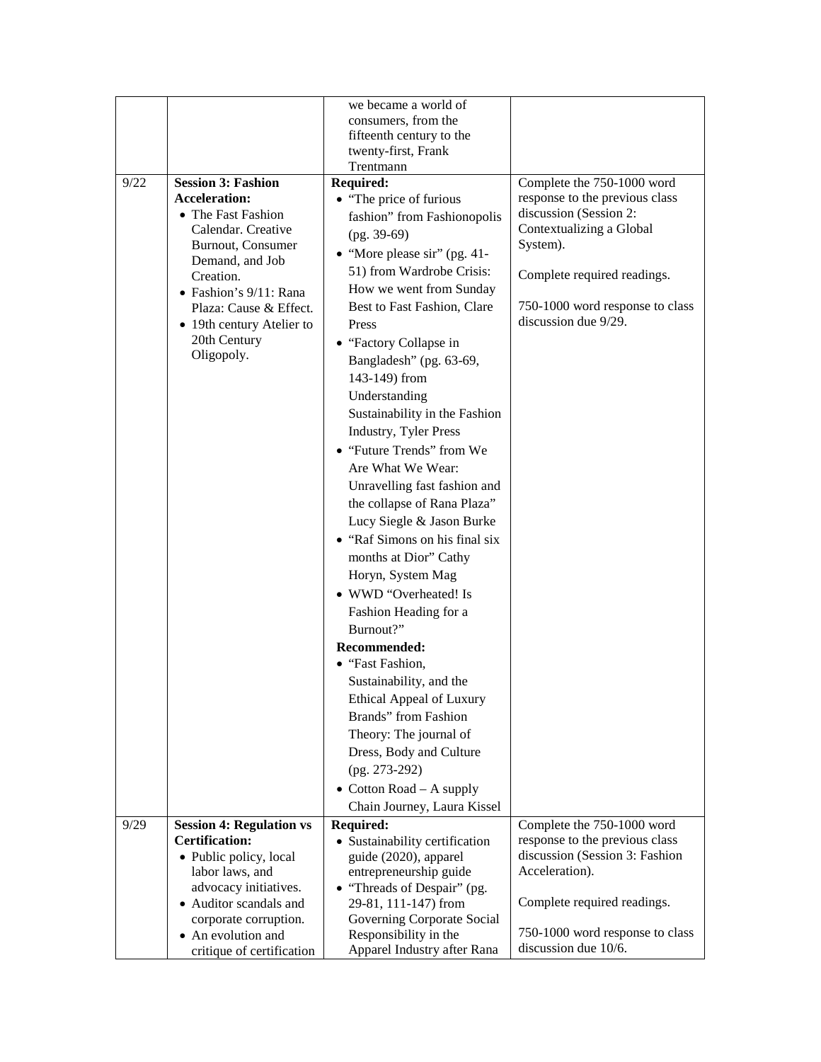| | | | |
|---|---|---|---|
| | | we became a world of consumers, from the fifteenth century to the twenty-first, Frank Trentmann | |
| 9/22 | **Session 3: Fashion Acceleration:**<br>• The Fast Fashion Calendar. Creative Burnout, Consumer Demand, and Job Creation.<br>• Fashion's 9/11: Rana Plaza: Cause & Effect.<br>• 19th century Atelier to 20th Century Oligopoly. | **Required:**<br>• "The price of furious fashion" from Fashionopolis (pg. 39-69)<br>• "More please sir" (pg. 41-51) from Wardrobe Crisis: How we went from Sunday Best to Fast Fashion, Clare Press<br>• "Factory Collapse in Bangladesh" (pg. 63-69, 143-149) from Understanding Sustainability in the Fashion Industry, Tyler Press<br>• "Future Trends" from We Are What We Wear: Unravelling fast fashion and the collapse of Rana Plaza" Lucy Siegle & Jason Burke<br>• "Raf Simons on his final six months at Dior" Cathy Horyn, System Mag<br>• WWD "Overheated! Is Fashion Heading for a Burnout?"<br>**Recommended:**<br>• "Fast Fashion, Sustainability, and the Ethical Appeal of Luxury Brands" from Fashion Theory: The journal of Dress, Body and Culture (pg. 273-292)<br>• Cotton Road – A supply Chain Journey, Laura Kissel | Complete the 750-1000 word response to the previous class discussion (Session 2: Contextualizing a Global System).<br><br>Complete required readings.<br><br>750-1000 word response to class discussion due 9/29. |
| 9/29 | **Session 4: Regulation vs Certification:**<br>• Public policy, local labor laws, and advocacy initiatives.<br>• Auditor scandals and corporate corruption.<br>• An evolution and critique of certification | **Required:**<br>• Sustainability certification guide (2020), apparel entrepreneurship guide<br>• "Threads of Despair" (pg. 29-81, 111-147) from Governing Corporate Social Responsibility in the Apparel Industry after Rana | Complete the 750-1000 word response to the previous class discussion (Session 3: Fashion Acceleration).<br><br>Complete required readings.<br><br>750-1000 word response to class discussion due 10/6. |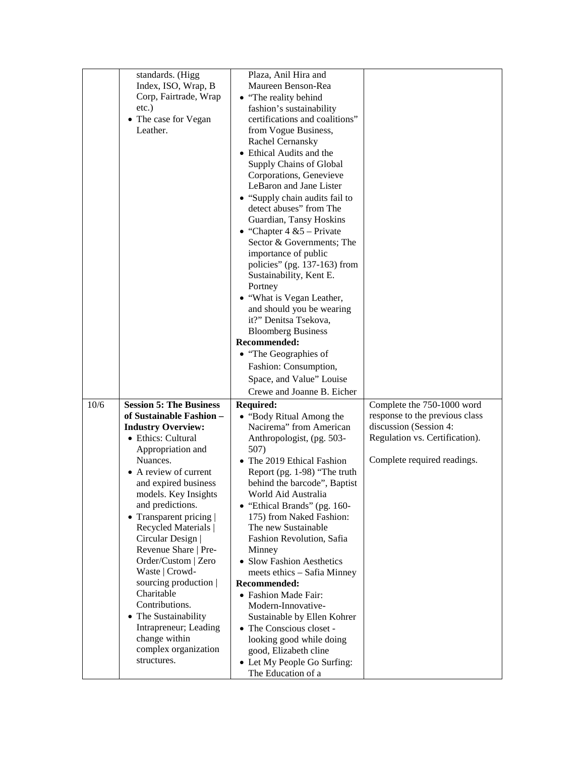| | | | |
|---|---|---|---|
| | standards. (Higg Index, ISO, Wrap, B Corp, Fairtrade, Wrap etc.)<br>• The case for Vegan Leather. | Plaza, Anil Hira and Maureen Benson-Rea<br>• "The reality behind fashion's sustainability certifications and coalitions" from Vogue Business, Rachel Cernansky<br>• Ethical Audits and the Supply Chains of Global Corporations, Genevieve LeBaron and Jane Lister<br>• "Supply chain audits fail to detect abuses" from The Guardian, Tansy Hoskins<br>• "Chapter 4 &5 – Private Sector & Governments; The importance of public policies" (pg. 137-163) from Sustainability, Kent E. Portney<br>• "What is Vegan Leather, and should you be wearing it?" Denitsa Tsekova, Bloomberg Business<br>**Recommended:**<br>• "The Geographies of Fashion: Consumption, Space, and Value" Louise Crewe and Joanne B. Eicher | |
| 10/6 | **Session 5: The Business of Sustainable Fashion – Industry Overview:**<br>• Ethics: Cultural Appropriation and Nuances.<br>• A review of current and expired business models. Key Insights and predictions.<br>• Transparent pricing \| Recycled Materials \| Circular Design \| Revenue Share \| Pre-Order/Custom \| Zero Waste \| Crowd-sourcing production \| Charitable Contributions.<br>• The Sustainability Intrapreneur; Leading change within complex organization structures. | **Required:**<br>• "Body Ritual Among the Nacirema" from American Anthropologist, (pg. 503-507)<br>• The 2019 Ethical Fashion Report (pg. 1-98) "The truth behind the barcode", Baptist World Aid Australia<br>• "Ethical Brands" (pg. 160-175) from Naked Fashion: The new Sustainable Fashion Revolution, Safia Minney<br>• Slow Fashion Aesthetics meets ethics – Safia Minney<br>**Recommended:**<br>• Fashion Made Fair: Modern-Innovative-Sustainable by Ellen Kohrer<br>• The Conscious closet - looking good while doing good, Elizabeth cline<br>• Let My People Go Surfing: The Education of a | Complete the 750-1000 word response to the previous class discussion (Session 4: Regulation vs. Certification).<br><br>Complete required readings. |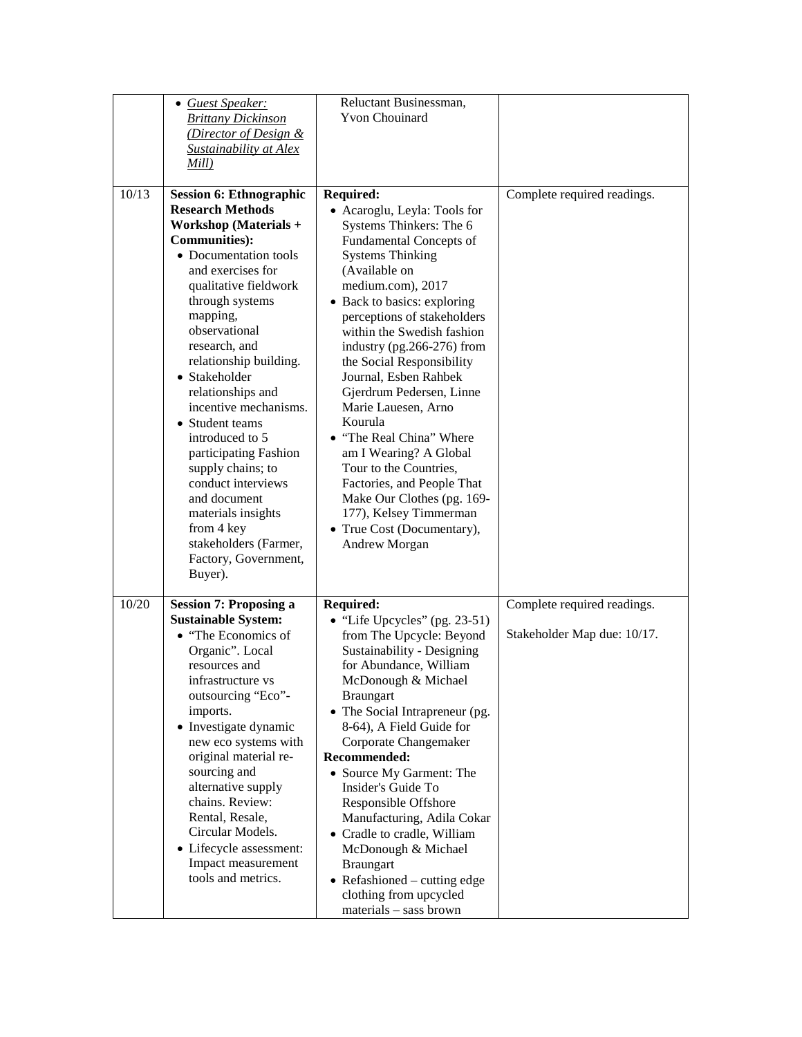| | | | |
|---|---|---|---|
| | • *Guest Speaker: Brittany Dickinson (Director of Design & Sustainability at Alex Mill)* | Reluctant Businessman, Yvon Chouinard | |
| 10/13 | **Session 6: Ethnographic Research Methods Workshop (Materials + Communities):**<br>• Documentation tools and exercises for qualitative fieldwork through systems mapping, observational research, and relationship building.<br>• Stakeholder relationships and incentive mechanisms.<br>• Student teams introduced to 5 participating Fashion supply chains; to conduct interviews and document materials insights from 4 key stakeholders (Farmer, Factory, Government, Buyer). | **Required:**<br>• Acaroglu, Leyla: Tools for Systems Thinkers: The 6 Fundamental Concepts of Systems Thinking (Available on medium.com), 2017<br>• Back to basics: exploring perceptions of stakeholders within the Swedish fashion industry (pg.266-276) from the Social Responsibility Journal, Esben Rahbek Gjerdrum Pedersen, Linne Marie Lauesen, Arno Kourula<br>• "The Real China" Where am I Wearing? A Global Tour to the Countries, Factories, and People That Make Our Clothes (pg. 169-177), Kelsey Timmerman<br>• True Cost (Documentary), Andrew Morgan | Complete required readings. |
| 10/20 | **Session 7: Proposing a Sustainable System:**<br>• "The Economics of Organic". Local resources and infrastructure vs outsourcing "Eco"-imports.<br>• Investigate dynamic new eco systems with original material re-sourcing and alternative supply chains. Review: Rental, Resale, Circular Models.<br>• Lifecycle assessment: Impact measurement tools and metrics. | **Required:**<br>• "Life Upcycles" (pg. 23-51) from The Upcycle: Beyond Sustainability - Designing for Abundance, William McDonough & Michael Braungart<br>• The Social Intrapreneur (pg. 8-64), A Field Guide for Corporate Changemaker<br>**Recommended:**<br>• Source My Garment: The Insider's Guide To Responsible Offshore Manufacturing, Adila Cokar<br>• Cradle to cradle, William McDonough & Michael Braungart<br>• Refashioned – cutting edge clothing from upcycled materials – sass brown | Complete required readings.<br><br>Stakeholder Map due: 10/17. |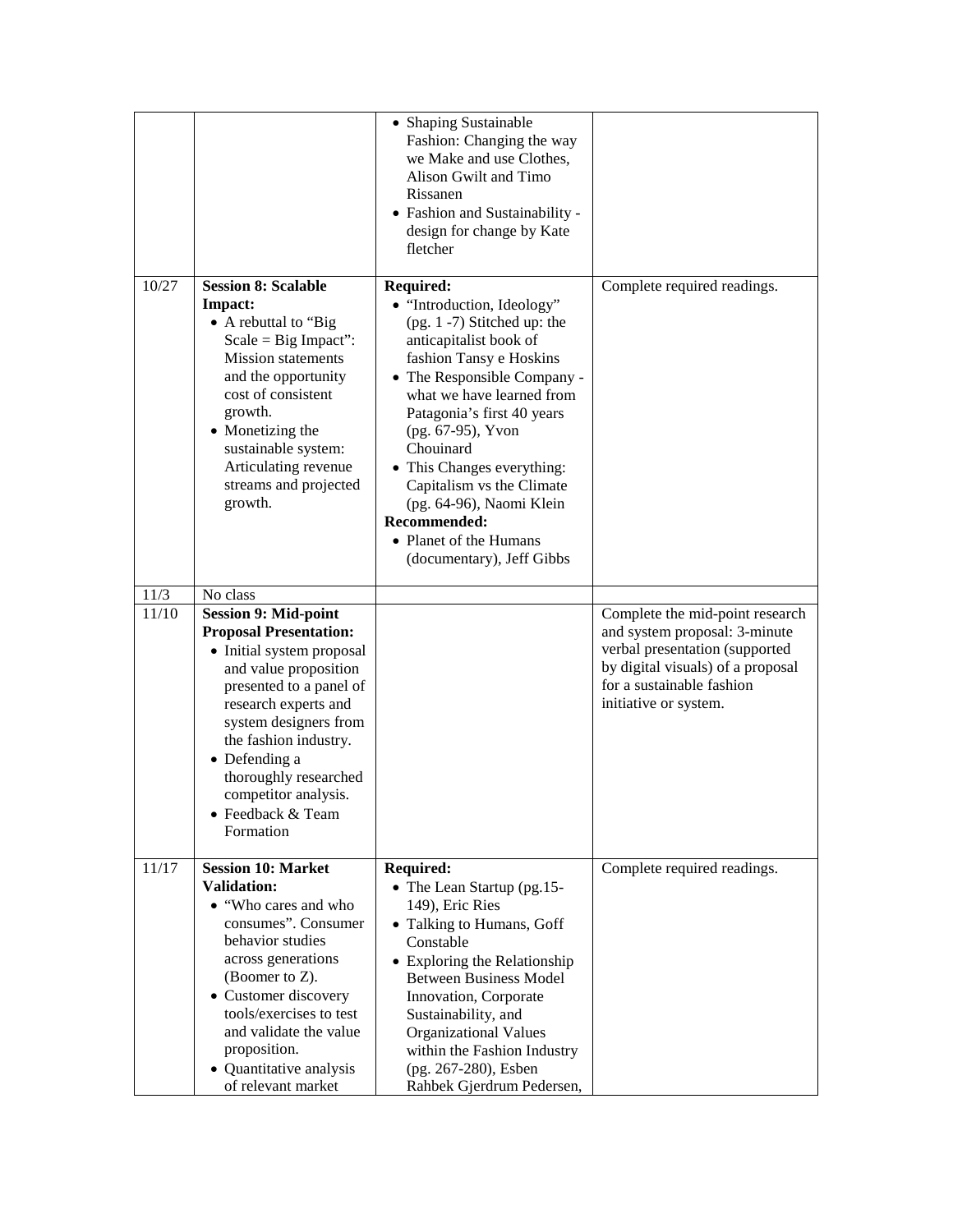| | | | |
|---|---|---|---|
| | | • Shaping Sustainable Fashion: Changing the way we Make and use Clothes, Alison Gwilt and Timo Rissanen<br>• Fashion and Sustainability - design for change by Kate fletcher | |
| 10/27 | **Session 8: Scalable Impact:**<br>• A rebuttal to "Big Scale = Big Impact": Mission statements and the opportunity cost of consistent growth.<br>• Monetizing the sustainable system: Articulating revenue streams and projected growth. | **Required:**<br>• "Introduction, Ideology" (pg. 1 -7) Stitched up: the anticapitalist book of fashion Tansy e Hoskins<br>• The Responsible Company - what we have learned from Patagonia's first 40 years (pg. 67-95), Yvon Chouinard<br>• This Changes everything: Capitalism vs the Climate (pg. 64-96), Naomi Klein<br>**Recommended:**<br>• Planet of the Humans (documentary), Jeff Gibbs | Complete required readings. |
| 11/3 | No class | | |
| 11/10 | **Session 9: Mid-point Proposal Presentation:**<br>• Initial system proposal and value proposition presented to a panel of research experts and system designers from the fashion industry.<br>• Defending a thoroughly researched competitor analysis.<br>• Feedback & Team Formation | | Complete the mid-point research and system proposal: 3-minute verbal presentation (supported by digital visuals) of a proposal for a sustainable fashion initiative or system. |
| 11/17 | **Session 10: Market Validation:**<br>• "Who cares and who consumes". Consumer behavior studies across generations (Boomer to Z).<br>• Customer discovery tools/exercises to test and validate the value proposition.<br>• Quantitative analysis of relevant market | **Required:**<br>• The Lean Startup (pg.15-149), Eric Ries<br>• Talking to Humans, Goff Constable<br>• Exploring the Relationship Between Business Model Innovation, Corporate Sustainability, and Organizational Values within the Fashion Industry (pg. 267-280), Esben Rahbek Gjerdrum Pedersen, | Complete required readings. |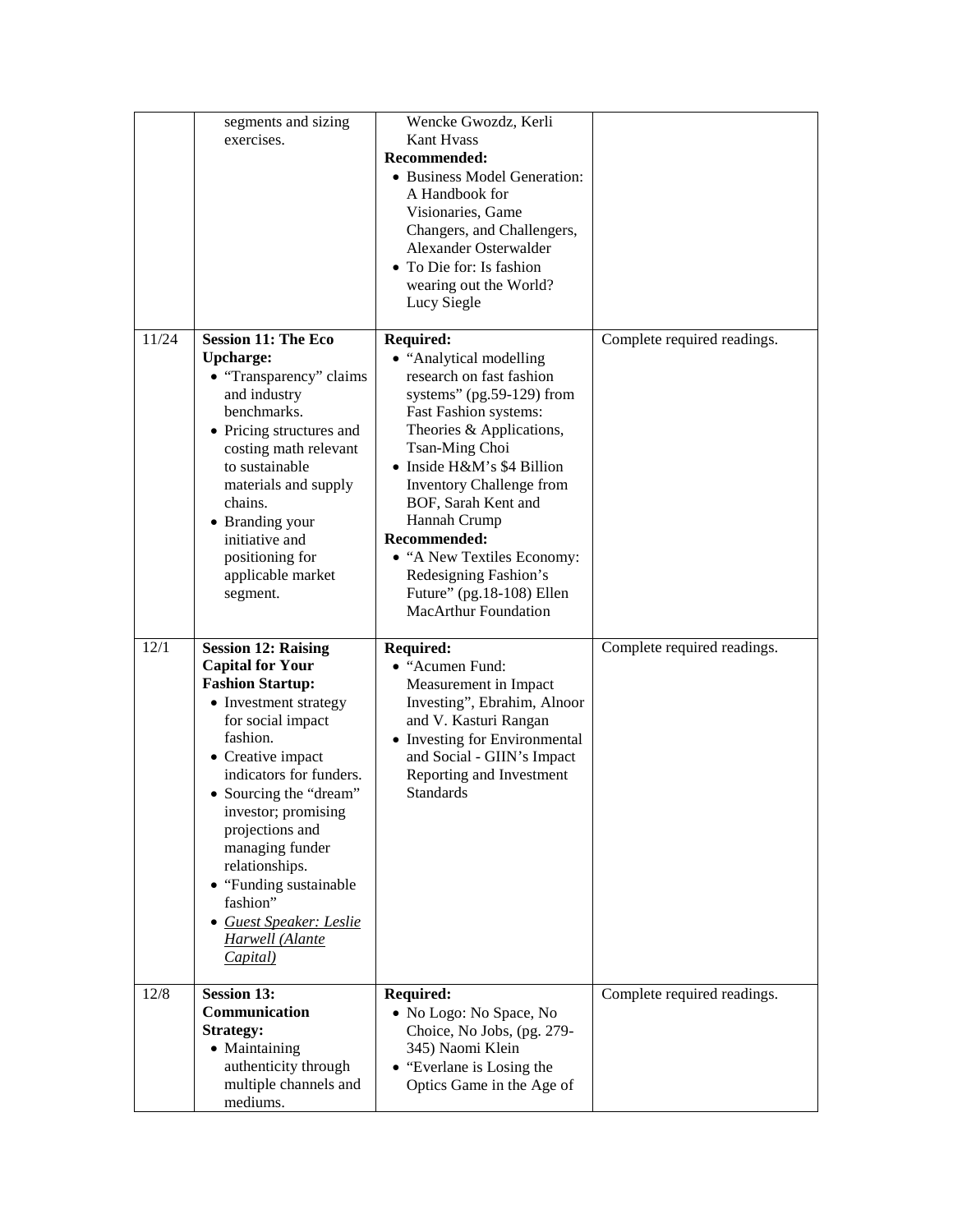| | | | |
|---|---|---|---|
| | segments and sizing exercises. | Wencke Gwozdz, Kerli Kant Hvass<br>**Recommended:**<br>• Business Model Generation: A Handbook for Visionaries, Game Changers, and Challengers, Alexander Osterwalder<br>• To Die for: Is fashion wearing out the World? Lucy Siegle | |
| 11/24 | **Session 11: The Eco Upcharge:**<br>• "Transparency" claims and industry benchmarks.<br>• Pricing structures and costing math relevant to sustainable materials and supply chains.<br>• Branding your initiative and positioning for applicable market segment. | **Required:**<br>• "Analytical modelling research on fast fashion systems" (pg.59-129) from Fast Fashion systems: Theories & Applications, Tsan-Ming Choi<br>• Inside H&M's $4 Billion Inventory Challenge from BOF, Sarah Kent and Hannah Crump<br>**Recommended:**<br>• "A New Textiles Economy: Redesigning Fashion's Future" (pg.18-108) Ellen MacArthur Foundation | Complete required readings. |
| 12/1 | **Session 12: Raising Capital for Your Fashion Startup:**<br>• Investment strategy for social impact fashion.<br>• Creative impact indicators for funders.<br>• Sourcing the "dream" investor; promising projections and managing funder relationships.<br>• "Funding sustainable fashion"<br>• *Guest Speaker: Leslie Harwell (Alante Capital)* | **Required:**<br>• "Acumen Fund: Measurement in Impact Investing", Ebrahim, Alnoor and V. Kasturi Rangan<br>• Investing for Environmental and Social - GIIN's Impact Reporting and Investment Standards | Complete required readings. |
| 12/8 | **Session 13: Communication Strategy:**<br>• Maintaining authenticity through multiple channels and mediums. | **Required:**<br>• No Logo: No Space, No Choice, No Jobs, (pg. 279-345) Naomi Klein<br>• "Everlane is Losing the Optics Game in the Age of | Complete required readings. |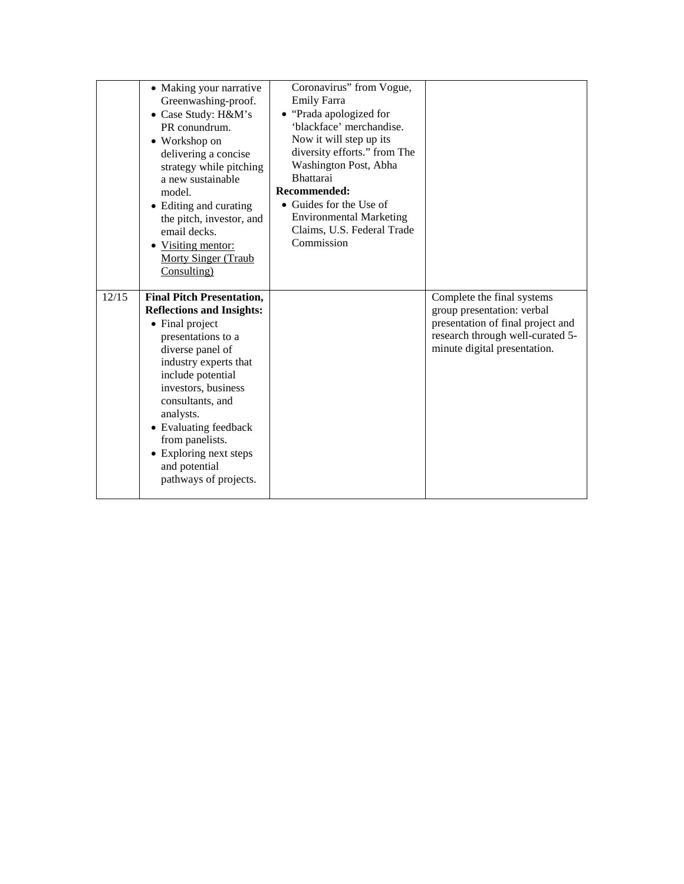| | | | |
|---|---|---|---|
| | • Making your narrative Greenwashing-proof.<br>• Case Study: H&M's PR conundrum.<br>• Workshop on delivering a concise strategy while pitching a new sustainable model.<br>• Editing and curating the pitch, investor, and email decks.<br>• Visiting mentor: Morty Singer (Traub Consulting) | Coronavirus" from Vogue, Emily Farra<br>• "Prada apologized for 'blackface' merchandise. Now it will step up its diversity efforts." from The Washington Post, Abha Bhattarai<br>**Recommended:**<br>• Guides for the Use of Environmental Marketing Claims, U.S. Federal Trade Commission | |
| 12/15 | **Final Pitch Presentation, Reflections and Insights:**<br>• Final project presentations to a diverse panel of industry experts that include potential investors, business consultants, and analysts.<br>• Evaluating feedback from panelists.<br>• Exploring next steps and potential pathways of projects. | | Complete the final systems group presentation: verbal presentation of final project and research through well-curated 5-minute digital presentation. |